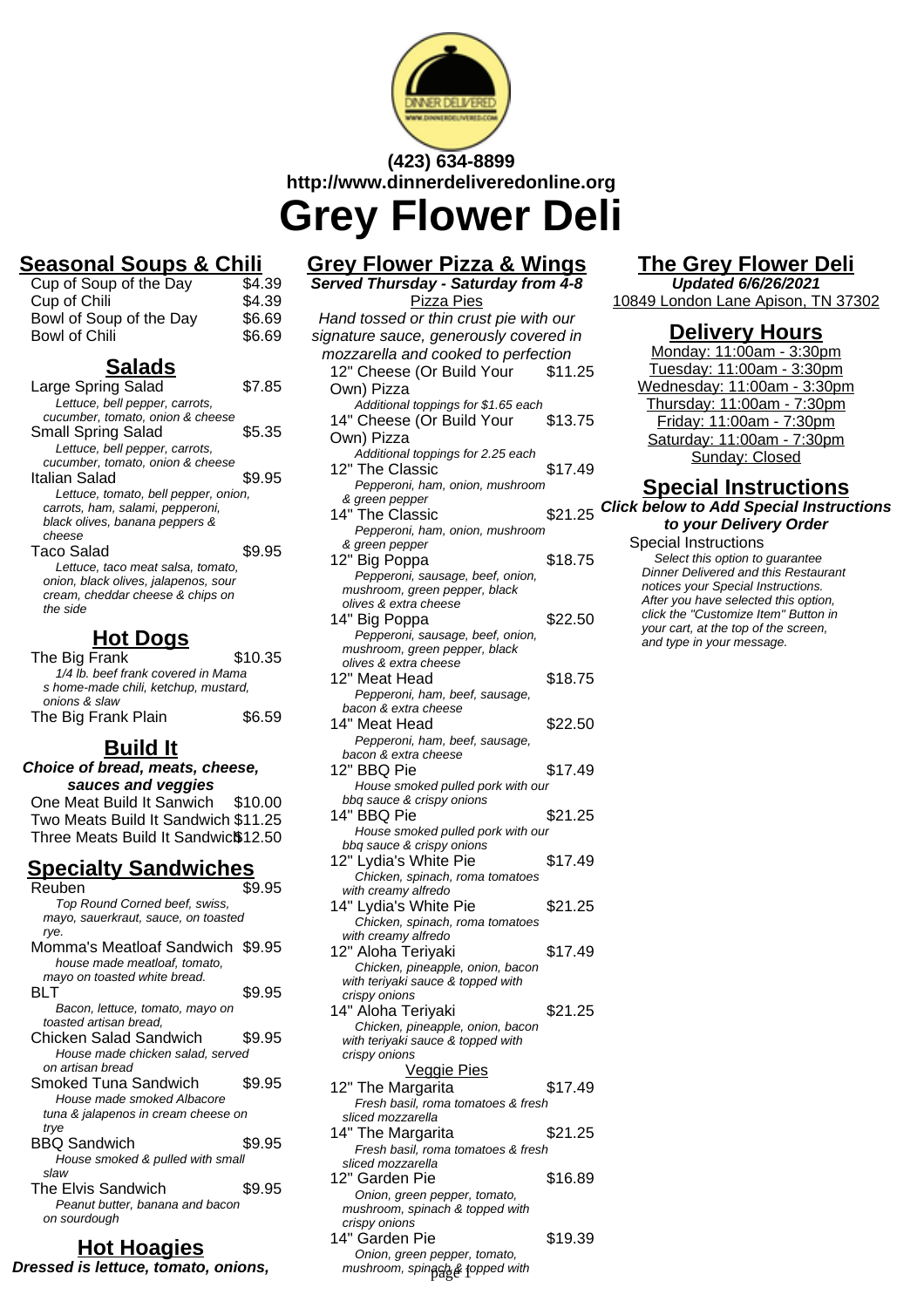(423) 634-8899
http://www.dinnerdeliveredonline.org

# Grey Flower Deli

## Seasonal Soups & Chili

| | |
|---|---|
| Cup of Soup of the Day | $4.39 |
| Cup of Chili | $4.39 |
| Bowl of Soup of the Day | $6.69 |
| Bowl of Chili | $6.69 |

## Salads

Large Spring Salad $7.85
*Lettuce, bell pepper, carrots, cucumber, tomato, onion & cheese*

Small Spring Salad $5.35
*Lettuce, bell pepper, carrots, cucumber, tomato, onion & cheese*

Italian Salad $9.95
*Lettuce, tomato, bell pepper, onion, carrots, ham, salami, pepperoni, black olives, banana peppers & cheese*

Taco Salad $9.95
*Lettuce, taco meat salsa, tomato, onion, black olives, jalapenos, sour cream, cheddar cheese & chips on the side*

## Hot Dogs

The Big Frank $10.35
*1/4 lb. beef frank covered in Mama s home-made chili, ketchup, mustard, onions & slaw*

The Big Frank Plain $6.59

## Build It

**Choice of bread, meats, cheese, sauces and veggies**

| | |
|---|---|
| One Meat Build It Sanwich | $10.00 |
| Two Meats Build It Sandwich | $11.25 |
| Three Meats Build It Sandwich | $12.50 |

## Specialty Sandwiches

Reuben $9.95
*Top Round Corned beef, swiss, mayo, sauerkraut, sauce, on toasted rye.*

Momma's Meatloaf Sandwich $9.95
*house made meatloaf, tomato, mayo on toasted white bread.*

BLT $9.95
*Bacon, lettuce, tomato, mayo on toasted artisan bread,*

Chicken Salad Sandwich $9.95
*House made chicken salad, served on artisan bread*

Smoked Tuna Sandwich $9.95
*House made smoked Albacore tuna & jalapenos in cream cheese on trye*

BBQ Sandwich $9.95
*House smoked & pulled with small slaw*

The Elvis Sandwich $9.95
*Peanut butter, banana and bacon on sourdough*

## Hot Hoagies

**Dressed is lettuce, tomato, onions,**

## Grey Flower Pizza & Wings

**Served Thursday - Saturday from 4-8**

Pizza Pies

Hand tossed or thin crust pie with our signature sauce, generously covered in mozzarella and cooked to perfection

12" Cheese (Or Build Your Own) Pizza $11.25
*Additional toppings for $1.65 each*

14" Cheese (Or Build Your Own) Pizza $13.75
*Additional toppings for 2.25 each*

12" The Classic $17.49
*Pepperoni, ham, onion, mushroom & green pepper*

14" The Classic $21.25
*Pepperoni, ham, onion, mushroom & green pepper*

12" Big Poppa $18.75
*Pepperoni, sausage, beef, onion, mushroom, green pepper, black olives & extra cheese*

14" Big Poppa $22.50
*Pepperoni, sausage, beef, onion, mushroom, green pepper, black olives & extra cheese*

12" Meat Head $18.75
*Pepperoni, ham, beef, sausage, bacon & extra cheese*

14" Meat Head $22.50
*Pepperoni, ham, beef, sausage, bacon & extra cheese*

12" BBQ Pie $17.49
*House smoked pulled pork with our bbq sauce & crispy onions*

14" BBQ Pie $21.25
*House smoked pulled pork with our bbq sauce & crispy onions*

12" Lydia's White Pie $17.49
*Chicken, spinach, roma tomatoes with creamy alfredo*

14" Lydia's White Pie $21.25
*Chicken, spinach, roma tomatoes with creamy alfredo*

12" Aloha Teriyaki $17.49
*Chicken, pineapple, onion, bacon with teriyaki sauce & topped with crispy onions*

14" Aloha Teriyaki $21.25
*Chicken, pineapple, onion, bacon with teriyaki sauce & topped with crispy onions*

Veggie Pies

12" The Margarita $17.49
*Fresh basil, roma tomatoes & fresh sliced mozzarella*

14" The Margarita $21.25
*Fresh basil, roma tomatoes & fresh sliced mozzarella*

12" Garden Pie $16.89
*Onion, green pepper, tomato, mushroom, spinach & topped with crispy onions*

14" Garden Pie $19.39
*Onion, green pepper, tomato, mushroom, spinach & topped with*

## The Grey Flower Deli

**Updated 6/6/26/2021**

10849 London Lane Apison, TN 37302

## Delivery Hours

Monday: 11:00am - 3:30pm
Tuesday: 11:00am - 3:30pm
Wednesday: 11:00am - 3:30pm
Thursday: 11:00am - 7:30pm
Friday: 11:00am - 7:30pm
Saturday: 11:00am - 7:30pm
Sunday: Closed

## Special Instructions

**Click below to Add Special Instructions to your Delivery Order**

Special Instructions
*Select this option to guarantee Dinner Delivered and this Restaurant notices your Special Instructions. After you have selected this option, click the "Customize Item" Button in your cart, at the top of the screen, and type in your message.*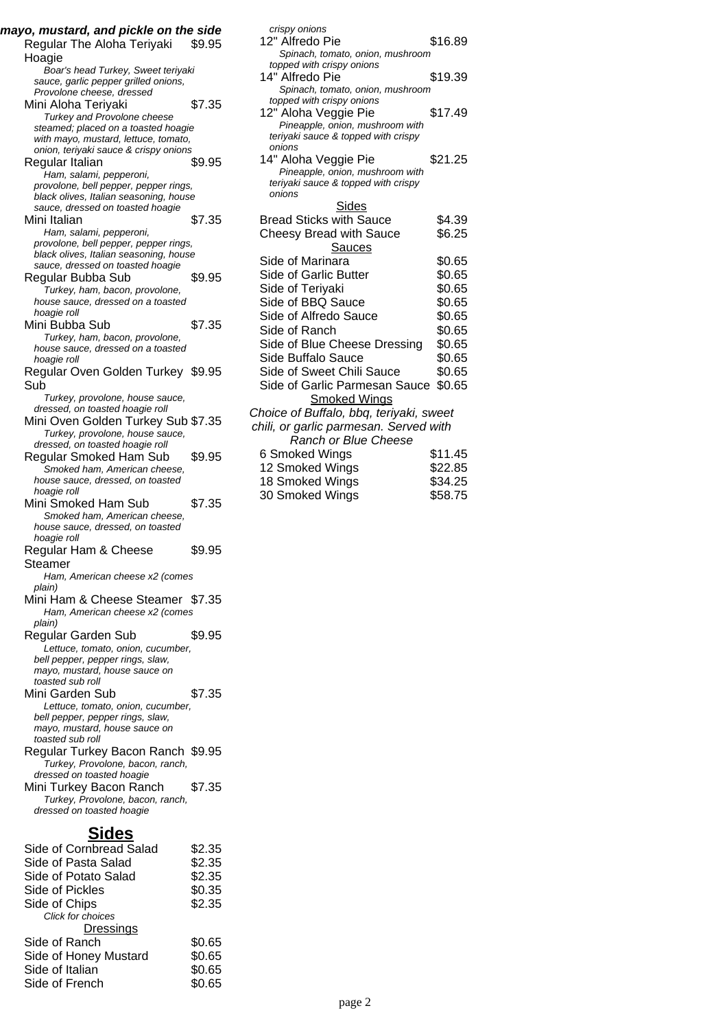***mayo, mustard, and pickle on the side***

Regular The Aloha Teriyaki Hoagie $9.95
*Boar's head Turkey, Sweet teriyaki sauce, garlic pepper grilled onions, Provolone cheese, dressed*

Mini Aloha Teriyaki $7.35
*Turkey and Provolone cheese steamed; placed on a toasted hoagie with mayo, mustard, lettuce, tomato, onion, teriyaki sauce & crispy onions*

Regular Italian $9.95
*Ham, salami, pepperoni, provolone, bell pepper, pepper rings, black olives, Italian seasoning, house sauce, dressed on toasted hoagie*

Mini Italian $7.35
*Ham, salami, pepperoni, provolone, bell pepper, pepper rings, black olives, Italian seasoning, house sauce, dressed on toasted hoagie*

Regular Bubba Sub $9.95
*Turkey, ham, bacon, provolone, house sauce, dressed on a toasted hoagie roll*

Mini Bubba Sub $7.35
*Turkey, ham, bacon, provolone, house sauce, dressed on a toasted hoagie roll*

Regular Oven Golden Turkey Sub $9.95
*Turkey, provolone, house sauce, dressed, on toasted hoagie roll*

Mini Oven Golden Turkey Sub $7.35
*Turkey, provolone, house sauce, dressed, on toasted hoagie roll*

Regular Smoked Ham Sub $9.95
*Smoked ham, American cheese, house sauce, dressed, on toasted hoagie roll*

Mini Smoked Ham Sub $7.35
*Smoked ham, American cheese, house sauce, dressed, on toasted hoagie roll*

Regular Ham & Cheese Steamer $9.95
*Ham, American cheese x2 (comes plain)*

Mini Ham & Cheese Steamer $7.35
*Ham, American cheese x2 (comes plain)*

Regular Garden Sub $9.95
*Lettuce, tomato, onion, cucumber, bell pepper, pepper rings, slaw, mayo, mustard, house sauce on toasted sub roll*

Mini Garden Sub $7.35
*Lettuce, tomato, onion, cucumber, bell pepper, pepper rings, slaw, mayo, mustard, house sauce on toasted sub roll*

Regular Turkey Bacon Ranch $9.95
*Turkey, Provolone, bacon, ranch, dressed on toasted hoagie*

Mini Turkey Bacon Ranch $7.35
*Turkey, Provolone, bacon, ranch, dressed on toasted hoagie*

## Sides

| Item | Price |
|---|---|
| Side of Cornbread Salad | $2.35 |
| Side of Pasta Salad | $2.35 |
| Side of Potato Salad | $2.35 |
| Side of Pickles | $0.35 |
| Side of Chips *(Click for choices)* | $2.35 |

### Dressings

| Item | Price |
|---|---|
| Side of Ranch | $0.65 |
| Side of Honey Mustard | $0.65 |
| Side of Italian | $0.65 |
| Side of French | $0.65 |

*crispy onions*

12" Alfredo Pie $16.89
*Spinach, tomato, onion, mushroom topped with crispy onions*

14" Alfredo Pie $19.39
*Spinach, tomato, onion, mushroom topped with crispy onions*

12" Aloha Veggie Pie $17.49
*Pineapple, onion, mushroom with teriyaki sauce & topped with crispy onions*

14" Aloha Veggie Pie $21.25
*Pineapple, onion, mushroom with teriyaki sauce & topped with crispy onions*

### Sides

| Item | Price |
|---|---|
| Bread Sticks with Sauce | $4.39 |
| Cheesy Bread with Sauce | $6.25 |

### Sauces

| Item | Price |
|---|---|
| Side of Marinara | $0.65 |
| Side of Garlic Butter | $0.65 |
| Side of Teriyaki | $0.65 |
| Side of BBQ Sauce | $0.65 |
| Side of Alfredo Sauce | $0.65 |
| Side of Ranch | $0.65 |
| Side of Blue Cheese Dressing | $0.65 |
| Side Buffalo Sauce | $0.65 |
| Side of Sweet Chili Sauce | $0.65 |
| Side of Garlic Parmesan Sauce | $0.65 |

### Smoked Wings

*Choice of Buffalo, bbq, teriyaki, sweet chili, or garlic parmesan. Served with Ranch or Blue Cheese*

| Item | Price |
|---|---|
| 6 Smoked Wings | $11.45 |
| 12 Smoked Wings | $22.85 |
| 18 Smoked Wings | $34.25 |
| 30 Smoked Wings | $58.75 |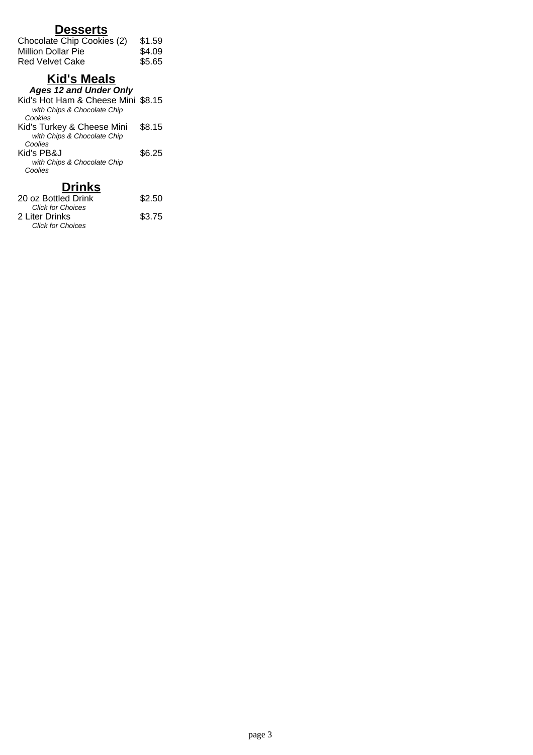## Desserts

| | |
|---|---|
| Chocolate Chip Cookies (2) | $1.59 |
| Million Dollar Pie | $4.09 |
| Red Velvet Cake | $5.65 |

## Kid's Meals

***Ages 12 and Under Only***

| | |
|---|---|
| Kid's Hot Ham & Cheese Mini *with Chips & Chocolate Chip Cookies* | $8.15 |
| Kid's Turkey & Cheese Mini *with Chips & Chocolate Chip Coolies* | $8.15 |
| Kid's PB&J *with Chips & Chocolate Chip Coolies* | $6.25 |

## Drinks

| | |
|---|---|
| 20 oz Bottled Drink *Click for Choices* | $2.50 |
| 2 Liter Drinks *Click for Choices* | $3.75 |